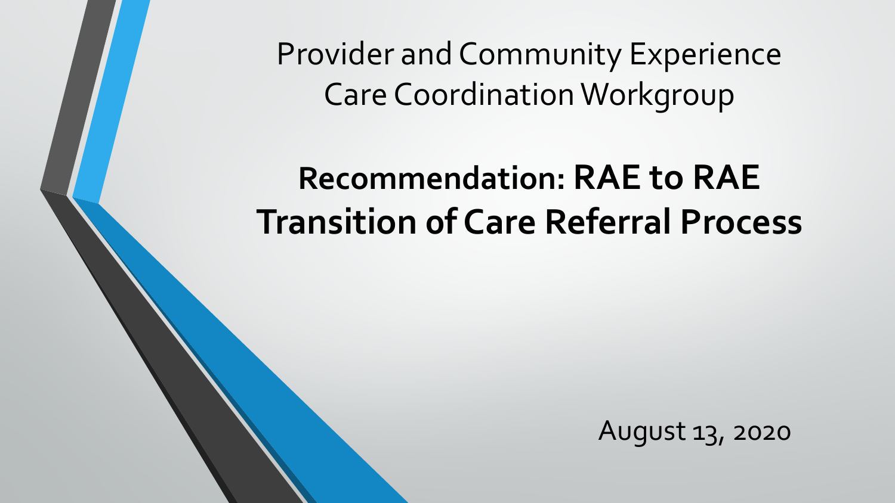Provider and Community Experience Care Coordination Workgroup

# Recommendation: RAE to RAE Transition of Care Referral Process

August 13, 2020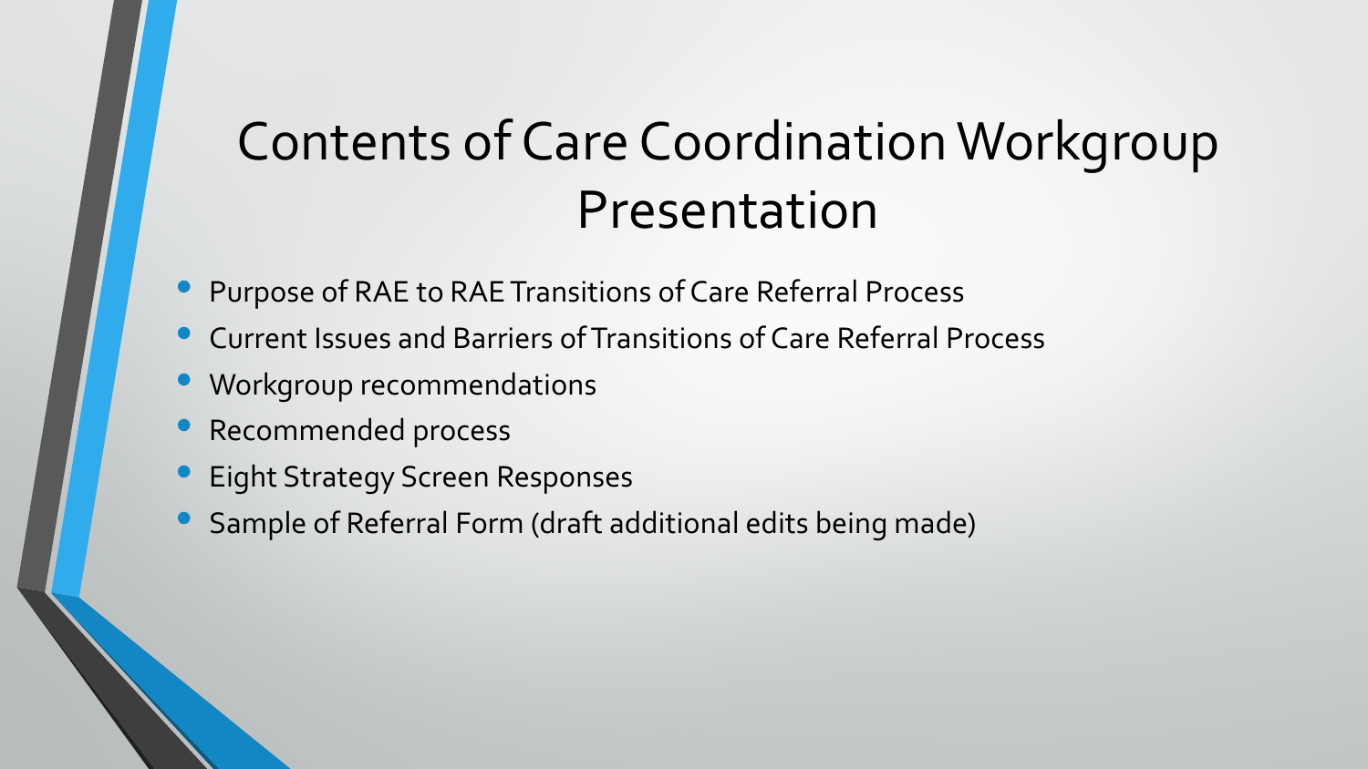# Contents of Care Coordination Workgroup Presentation

- Purpose of RAE to RAE Transitions of Care Referral Process
- Current Issues and Barriers of Transitions of Care Referral Process
- Workgroup recommendations
- Recommended process
- Eight Strategy Screen Responses
- Sample of Referral Form (draft additional edits being made)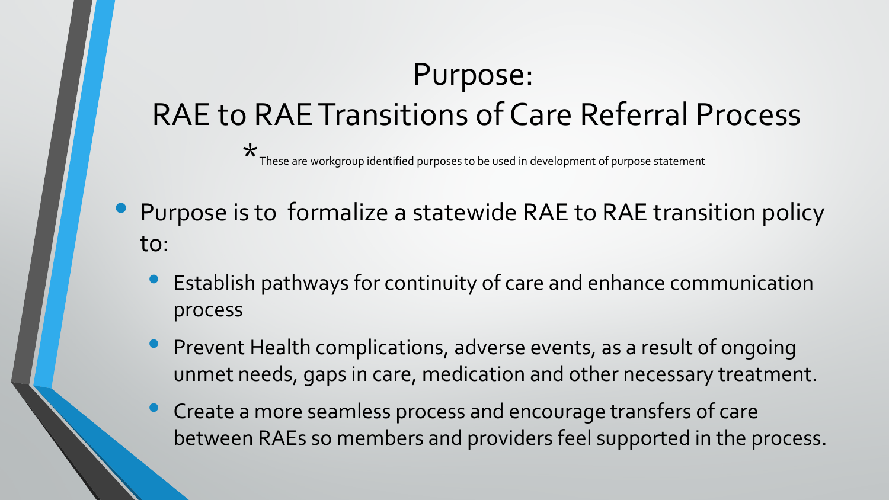# Purpose:
# RAE to RAE Transitions of Care Referral Process

*These are workgroup identified purposes to be used in development of purpose statement

- Purpose is to formalize a statewide RAE to RAE transition policy to:
  - Establish pathways for continuity of care and enhance communication process
  - Prevent Health complications, adverse events, as a result of ongoing unmet needs, gaps in care, medication and other necessary treatment.
  - Create a more seamless process and encourage transfers of care between RAEs so members and providers feel supported in the process.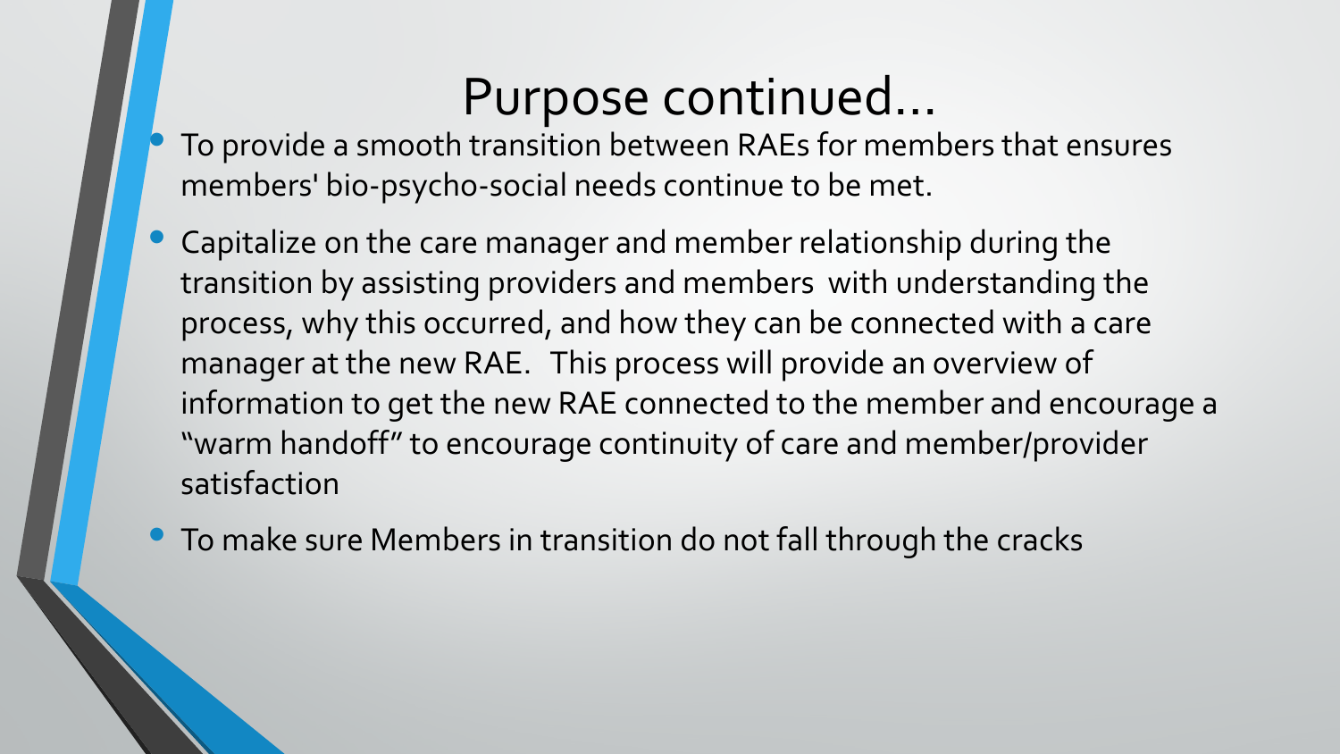# Purpose continued…

- To provide a smooth transition between RAEs for members that ensures members' bio-psycho-social needs continue to be met.
- Capitalize on the care manager and member relationship during the transition by assisting providers and members with understanding the process, why this occurred, and how they can be connected with a care manager at the new RAE. This process will provide an overview of information to get the new RAE connected to the member and encourage a "warm handoff" to encourage continuity of care and member/provider satisfaction
- To make sure Members in transition do not fall through the cracks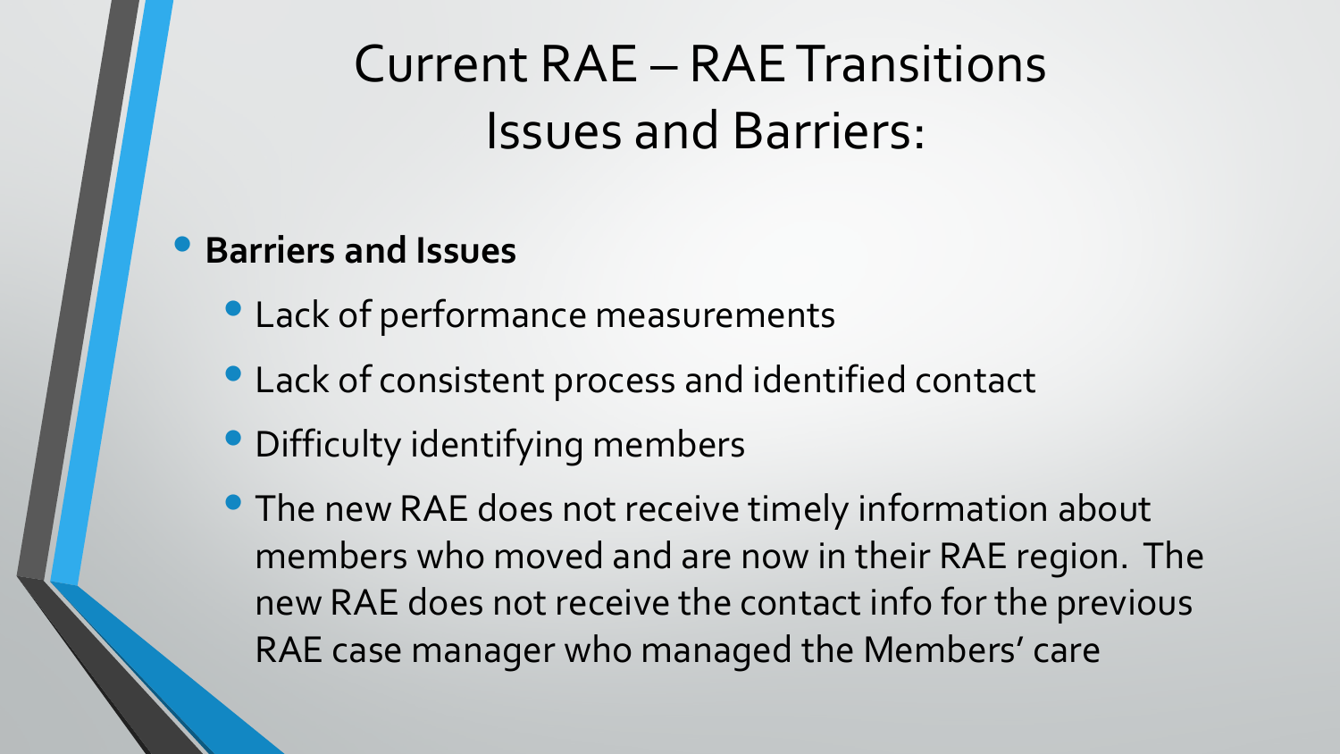# Current RAE – RAE Transitions Issues and Barriers:

- **Barriers and Issues**
  - Lack of performance measurements
  - Lack of consistent process and identified contact
  - Difficulty identifying members
  - The new RAE does not receive timely information about members who moved and are now in their RAE region. The new RAE does not receive the contact info for the previous RAE case manager who managed the Members' care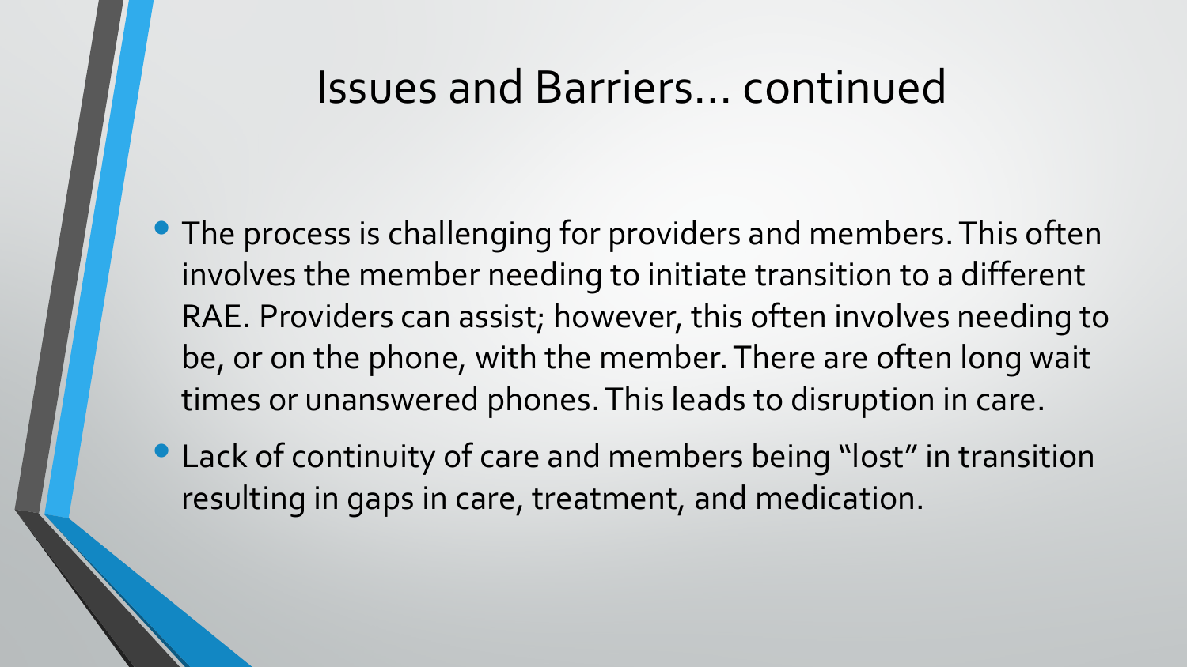# Issues and Barriers… continued

- The process is challenging for providers and members. This often involves the member needing to initiate transition to a different RAE. Providers can assist; however, this often involves needing to be, or on the phone, with the member. There are often long wait times or unanswered phones. This leads to disruption in care.
- Lack of continuity of care and members being “lost” in transition resulting in gaps in care, treatment, and medication.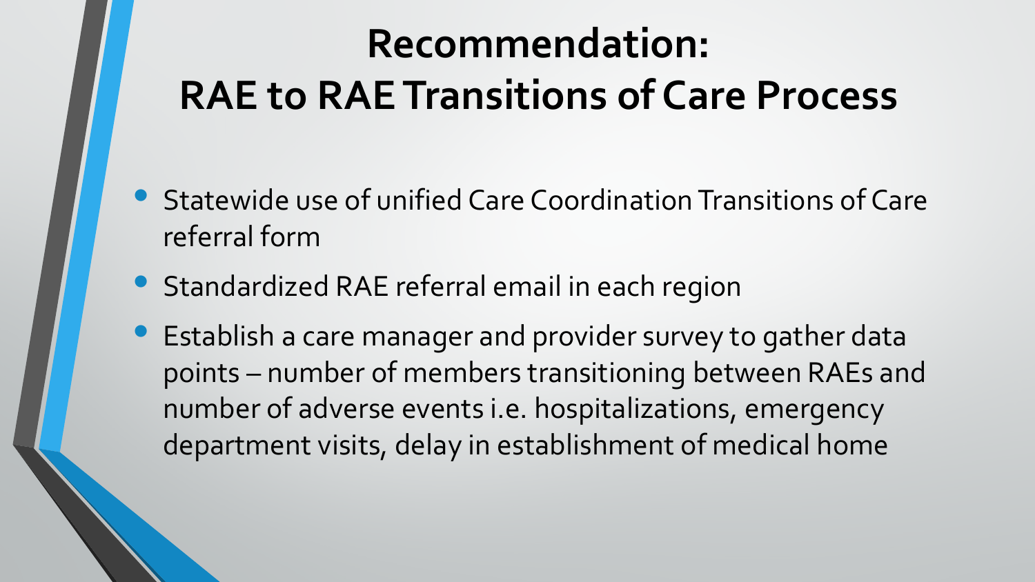# Recommendation: RAE to RAE Transitions of Care Process

- Statewide use of unified Care Coordination Transitions of Care referral form
- Standardized RAE referral email in each region
- Establish a care manager and provider survey to gather data points – number of members transitioning between RAEs and number of adverse events i.e. hospitalizations, emergency department visits, delay in establishment of medical home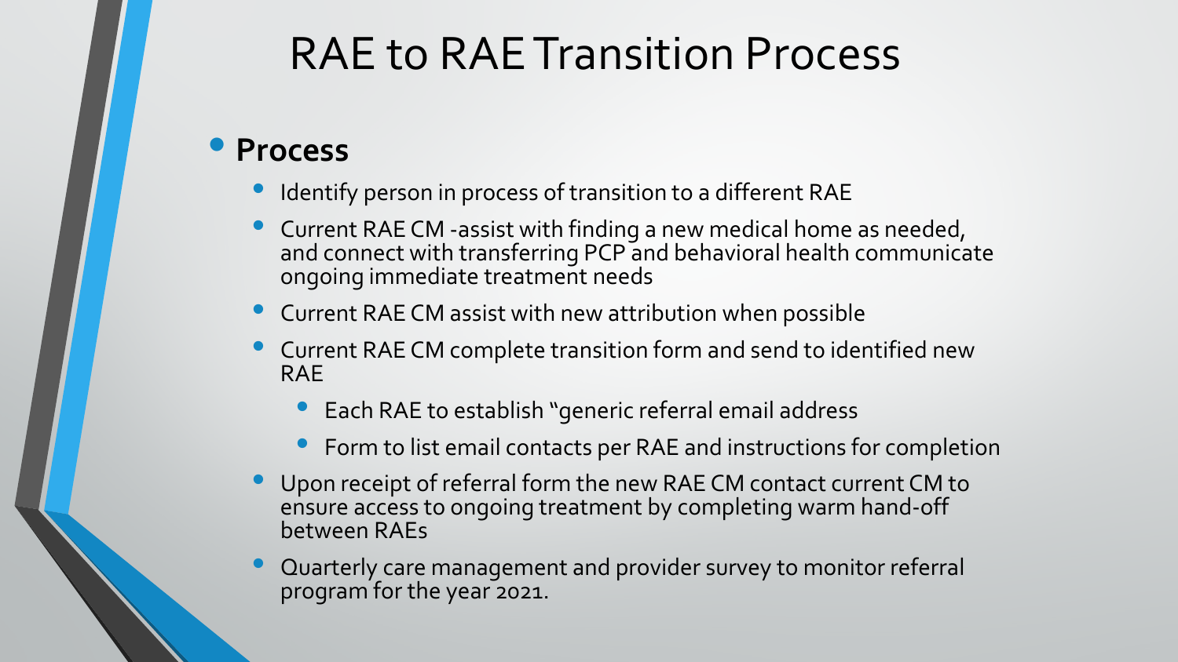# RAE to RAE Transition Process

- **Process**
  - Identify person in process of transition to a different RAE
  - Current RAE CM -assist with finding a new medical home as needed, and connect with transferring PCP and behavioral health communicate ongoing immediate treatment needs
  - Current RAE CM assist with new attribution when possible
  - Current RAE CM complete transition form and send to identified new RAE
    - Each RAE to establish "generic referral email address
    - Form to list email contacts per RAE and instructions for completion
  - Upon receipt of referral form the new RAE CM contact current CM to ensure access to ongoing treatment by completing warm hand-off between RAEs
  - Quarterly care management and provider survey to monitor referral program for the year 2021.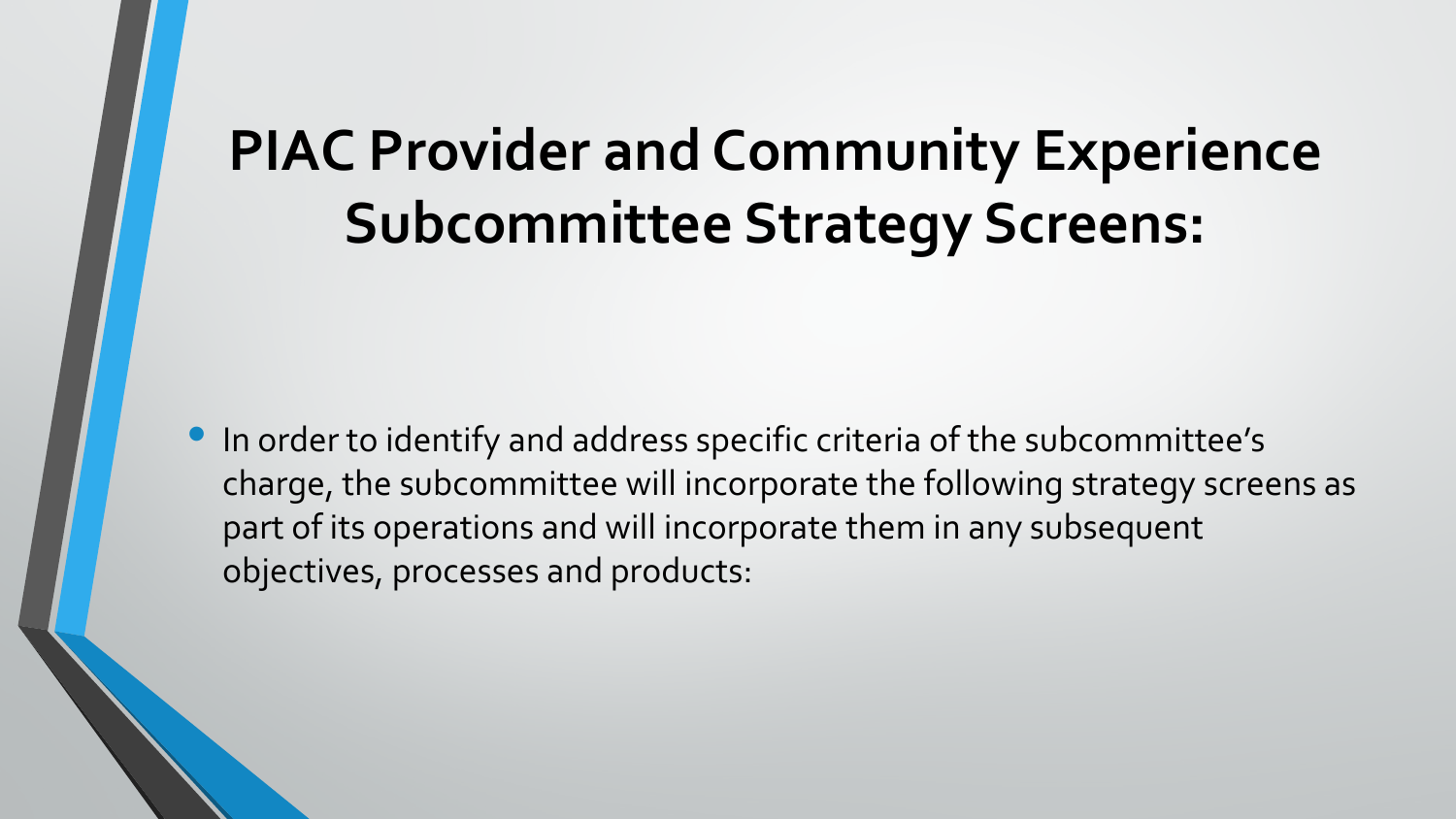# PIAC Provider and Community Experience Subcommittee Strategy Screens:

- In order to identify and address specific criteria of the subcommittee's charge, the subcommittee will incorporate the following strategy screens as part of its operations and will incorporate them in any subsequent objectives, processes and products: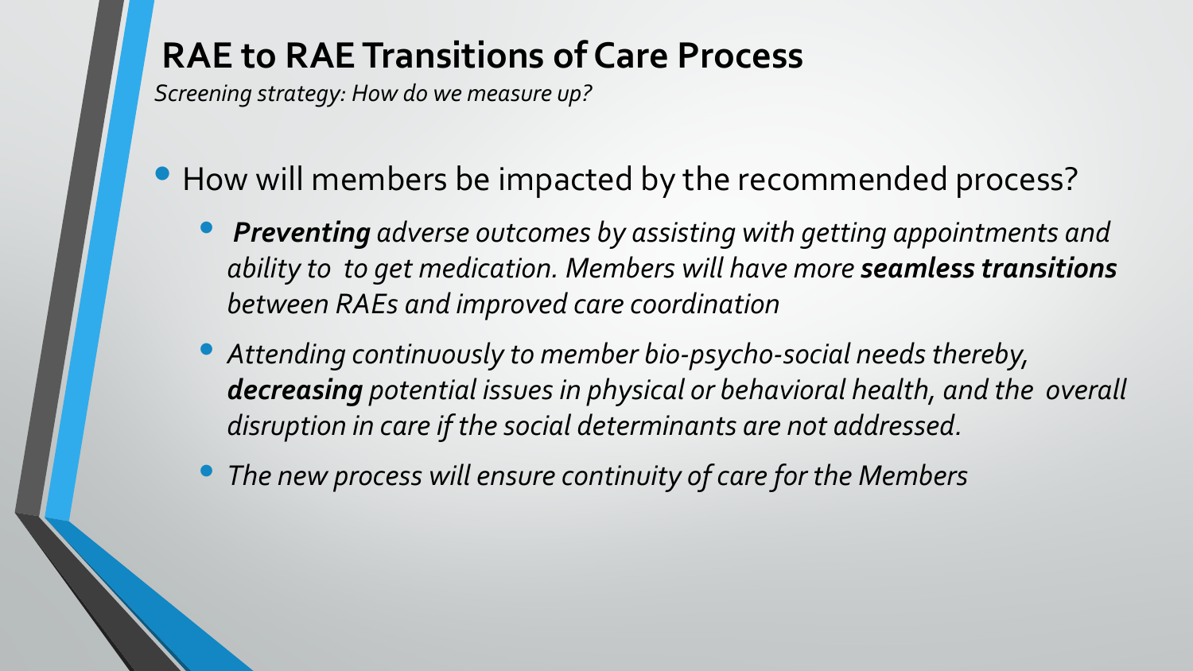# RAE to RAE Transitions of Care Process

*Screening strategy: How do we measure up?*

- How will members be impacted by the recommended process?
  - ***Preventing*** *adverse outcomes by assisting with getting appointments and ability to to get medication. Members will have more* ***seamless transitions*** *between RAEs and improved care coordination*
  - *Attending continuously to member bio-psycho-social needs thereby,* ***decreasing*** *potential issues in physical or behavioral health, and the overall disruption in care if the social determinants are not addressed.*
  - *The new process will ensure continuity of care for the Members*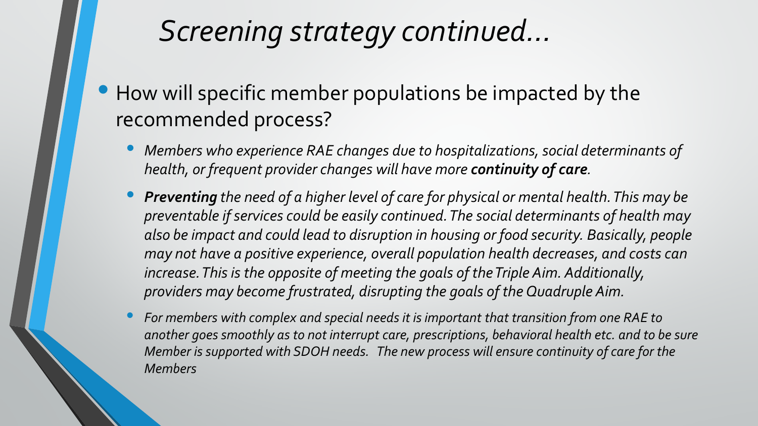# *Screening strategy continued…*

- How will specific member populations be impacted by the recommended process?
  - *Members who experience RAE changes due to hospitalizations, social determinants of health, or frequent provider changes will have more* ***continuity of care****.*
  - ***Preventing*** *the need of a higher level of care for physical or mental health. This may be preventable if services could be easily continued. The social determinants of health may also be impact and could lead to disruption in housing or food security. Basically, people may not have a positive experience, overall population health decreases, and costs can increase. This is the opposite of meeting the goals of the Triple Aim. Additionally, providers may become frustrated, disrupting the goals of the Quadruple Aim.*
  - *For members with complex and special needs it is important that transition from one RAE to another goes smoothly as to not interrupt care, prescriptions, behavioral health etc. and to be sure Member is supported with SDOH needs. The new process will ensure continuity of care for the Members*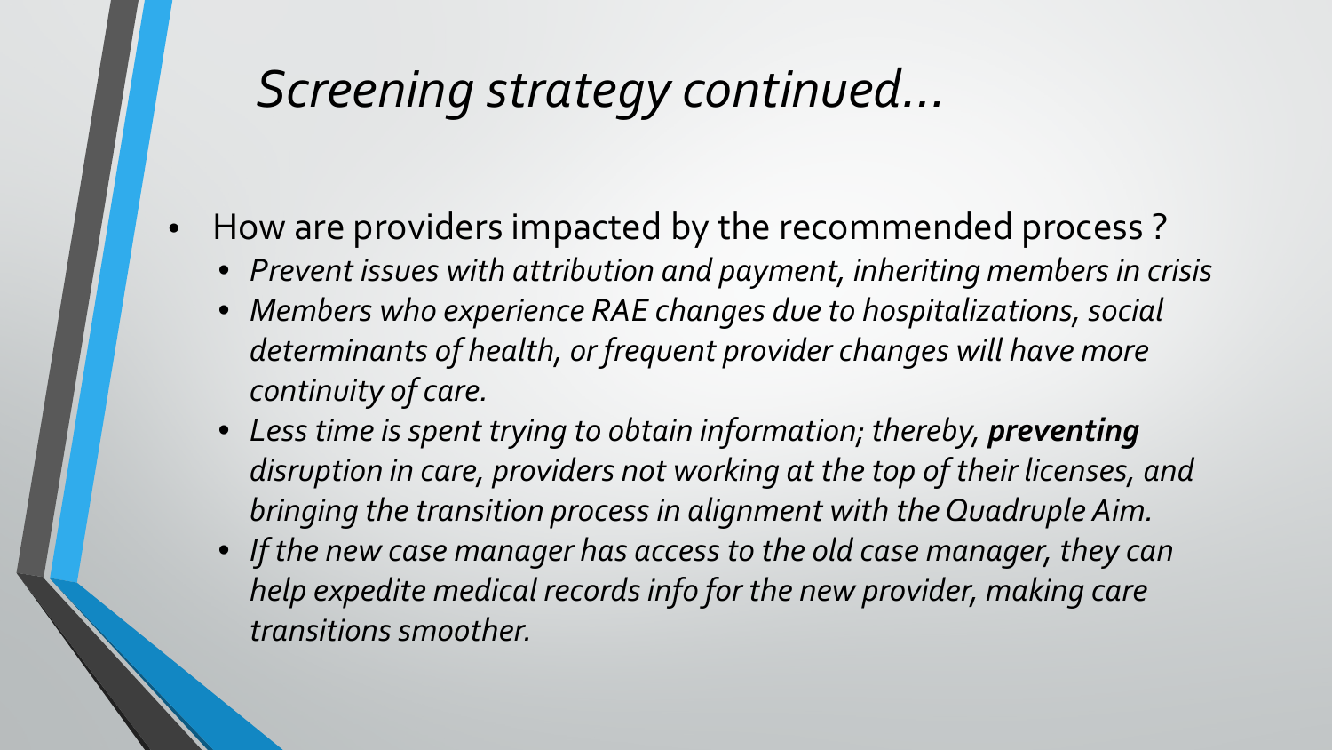# *Screening strategy continued…*

- How are providers impacted by the recommended process ?
  - *Prevent issues with attribution and payment, inheriting members in crisis*
  - *Members who experience RAE changes due to hospitalizations, social determinants of health, or frequent provider changes will have more continuity of care.*
  - *Less time is spent trying to obtain information; thereby,* ***preventing*** *disruption in care, providers not working at the top of their licenses, and bringing the transition process in alignment with the Quadruple Aim.*
  - *If the new case manager has access to the old case manager, they can help expedite medical records info for the new provider, making care transitions smoother.*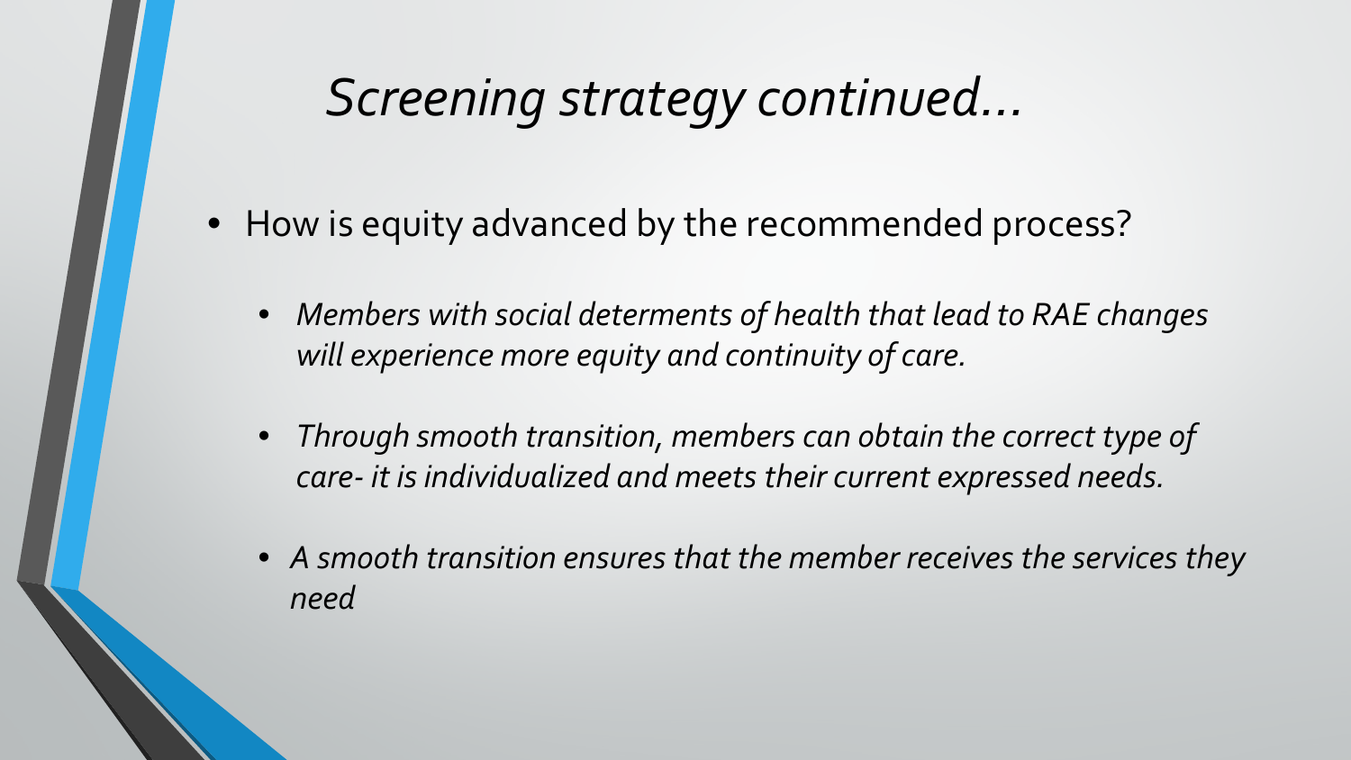# *Screening strategy continued…*

- How is equity advanced by the recommended process?
  - *Members with social determents of health that lead to RAE changes will experience more equity and continuity of care.*
  - *Through smooth transition, members can obtain the correct type of care- it is individualized and meets their current expressed needs.*
  - *A smooth transition ensures that the member receives the services they need*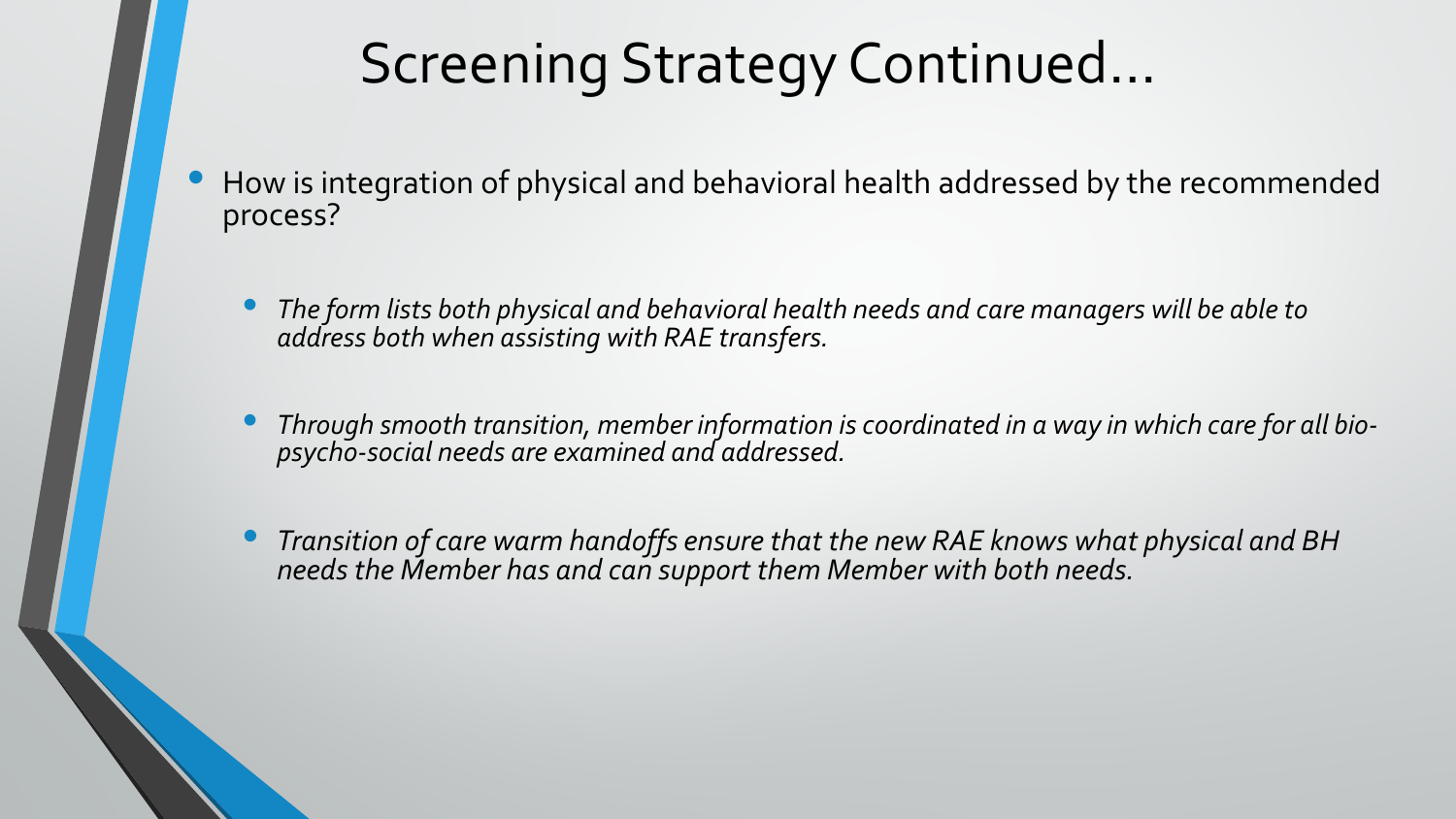# Screening Strategy Continued…

- How is integration of physical and behavioral health addressed by the recommended process?
  - *The form lists both physical and behavioral health needs and care managers will be able to address both when assisting with RAE transfers.*
  - *Through smooth transition, member information is coordinated in a way in which care for all bio-psycho-social needs are examined and addressed.*
  - *Transition of care warm handoffs ensure that the new RAE knows what physical and BH needs the Member has and can support them Member with both needs.*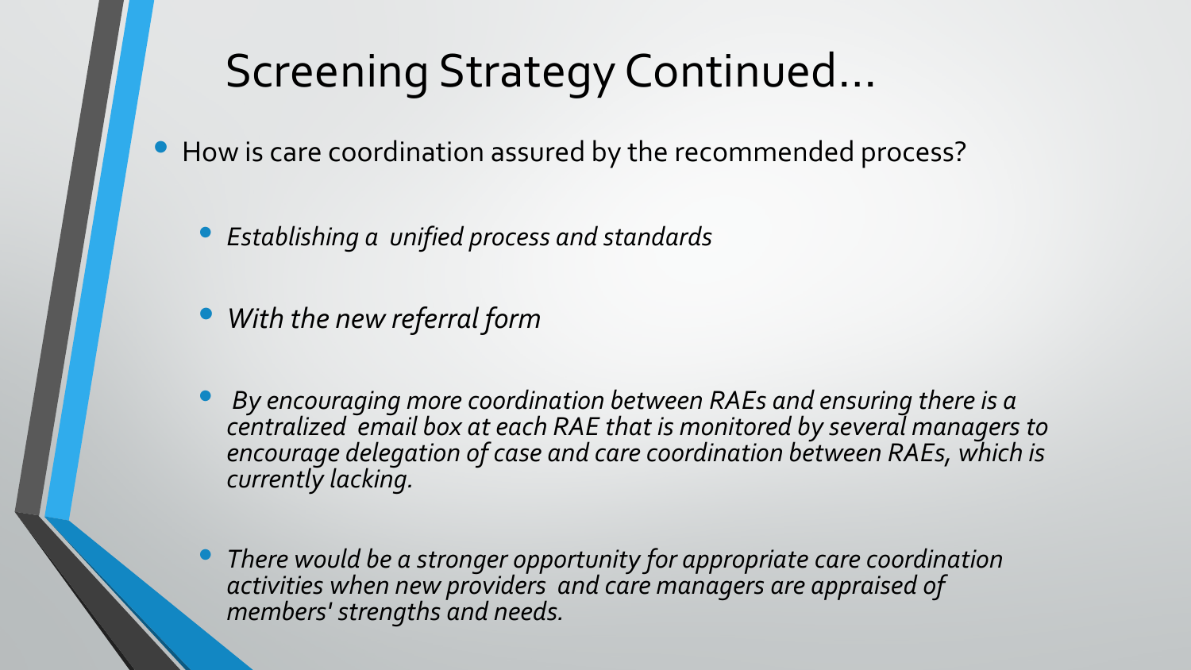# Screening Strategy Continued…

- How is care coordination assured by the recommended process?
  - *Establishing a unified process and standards*
  - *With the new referral form*
  - *By encouraging more coordination between RAEs and ensuring there is a centralized email box at each RAE that is monitored by several managers to encourage delegation of case and care coordination between RAEs, which is currently lacking.*
  - *There would be a stronger opportunity for appropriate care coordination activities when new providers and care managers are appraised of members' strengths and needs.*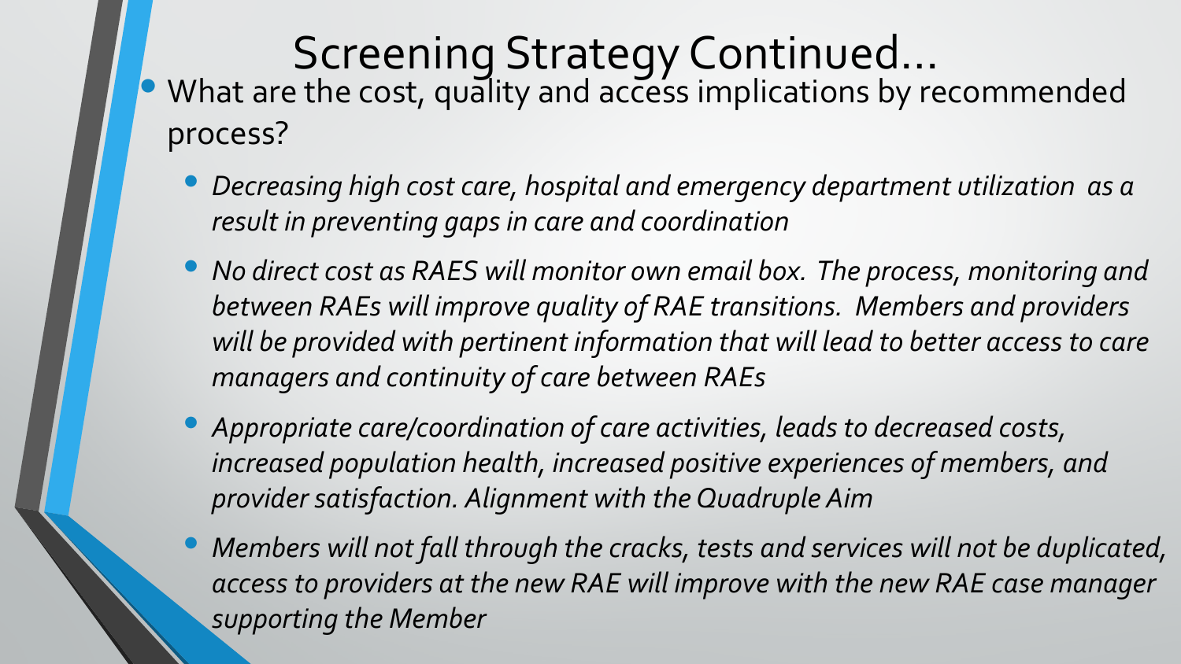# Screening Strategy Continued…

- What are the cost, quality and access implications by recommended process?
  - *Decreasing high cost care, hospital and emergency department utilization as a result in preventing gaps in care and coordination*
  - *No direct cost as RAES will monitor own email box. The process, monitoring and between RAEs will improve quality of RAE transitions. Members and providers will be provided with pertinent information that will lead to better access to care managers and continuity of care between RAEs*
  - *Appropriate care/coordination of care activities, leads to decreased costs, increased population health, increased positive experiences of members, and provider satisfaction. Alignment with the Quadruple Aim*
  - *Members will not fall through the cracks, tests and services will not be duplicated, access to providers at the new RAE will improve with the new RAE case manager supporting the Member*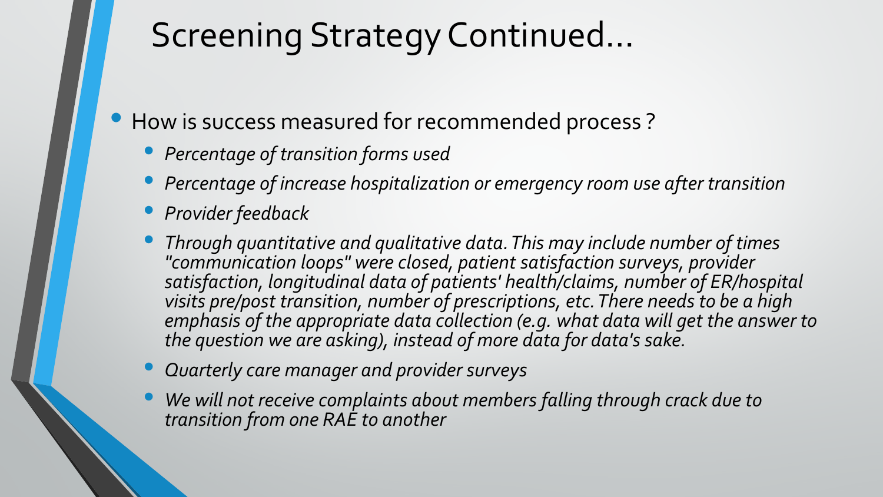# Screening Strategy Continued…

- How is success measured for recommended process ?
  - *Percentage of transition forms used*
  - *Percentage of increase hospitalization or emergency room use after transition*
  - *Provider feedback*
  - *Through quantitative and qualitative data. This may include number of times "communication loops" were closed, patient satisfaction surveys, provider satisfaction, longitudinal data of patients' health/claims, number of ER/hospital visits pre/post transition, number of prescriptions, etc. There needs to be a high emphasis of the appropriate data collection (e.g. what data will get the answer to the question we are asking), instead of more data for data's sake.*
  - *Quarterly care manager and provider surveys*
  - *We will not receive complaints about members falling through crack due to transition from one RAE to another*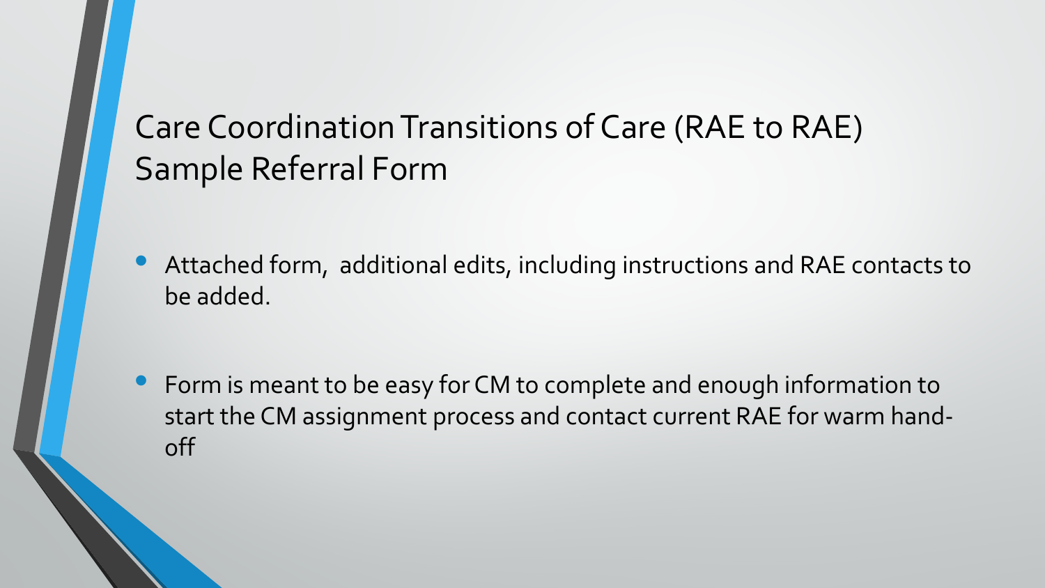# Care Coordination Transitions of Care (RAE to RAE) Sample Referral Form

- Attached form, additional edits, including instructions and RAE contacts to be added.
- Form is meant to be easy for CM to complete and enough information to start the CM assignment process and contact current RAE for warm hand-off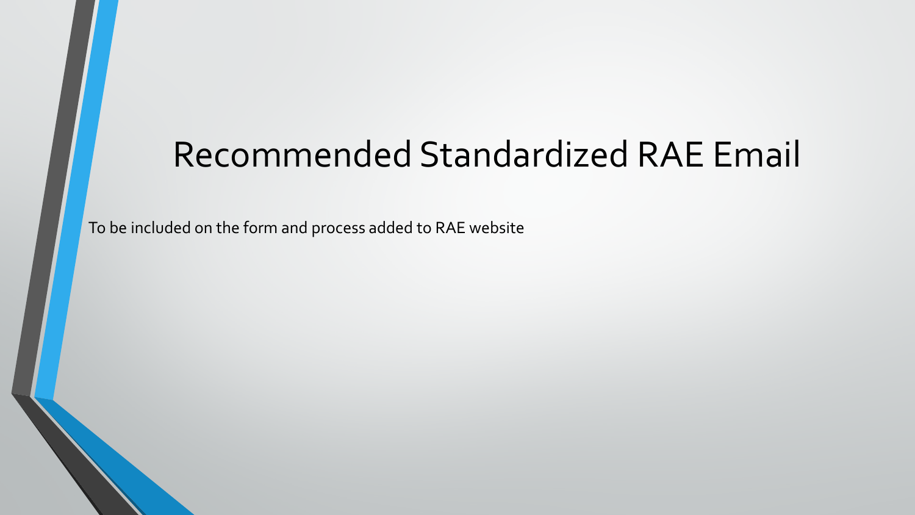# Recommended Standardized RAE Email

To be included on the form and process added to RAE website